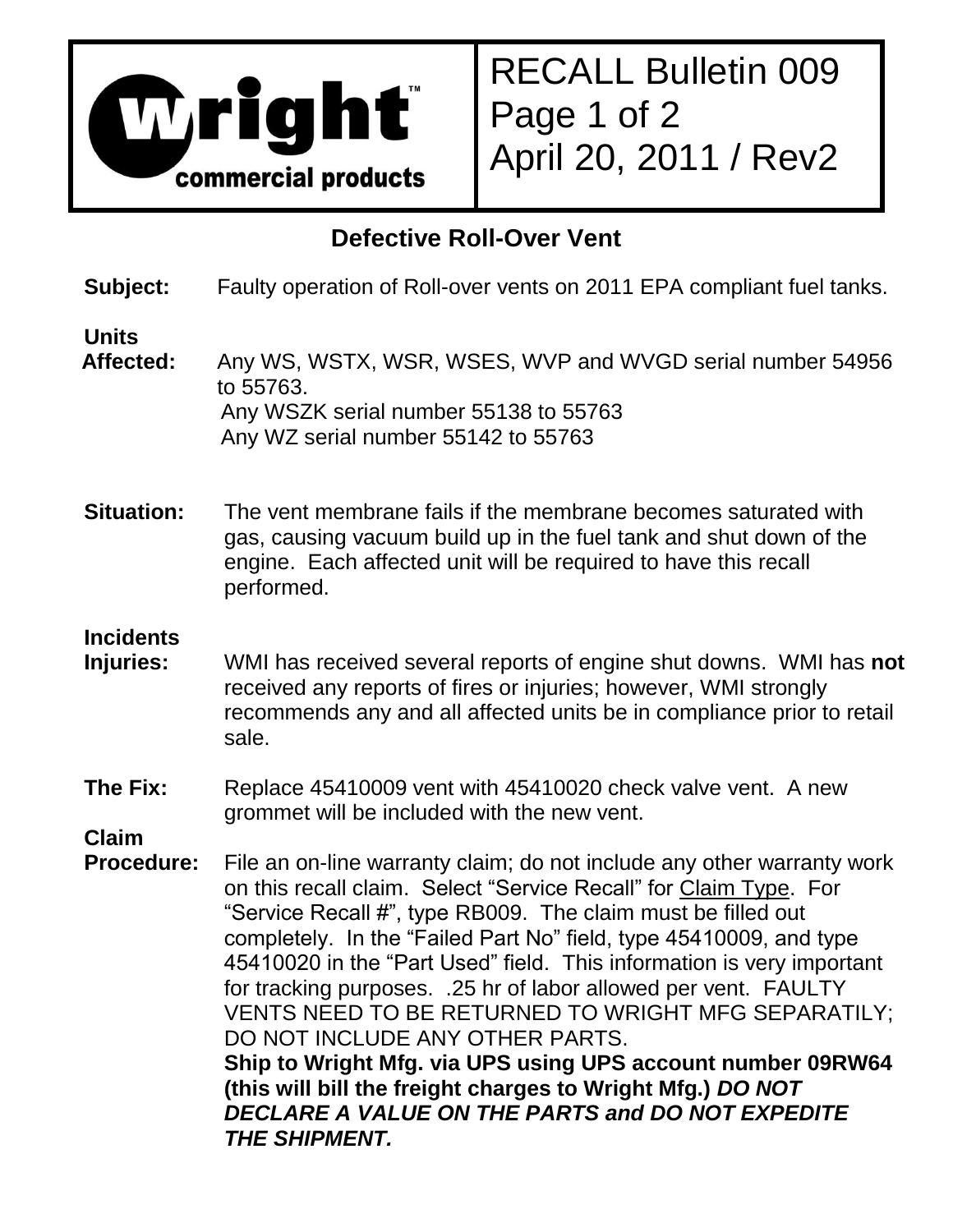Wright™ commercial products

RECALL Bulletin 009
April 20, 2011 / Rev2

## Defective Roll-Over Vent

**Subject:** Faulty operation of Roll-over vents on 2011 EPA compliant fuel tanks.

**Units Affected:** Any WS, WSTX, WSR, WSES, WVP and WVGD serial number 54956 to 55763.
Any WSZK serial number 55138 to 55763
Any WZ serial number 55142 to 55763

**Situation:** The vent membrane fails if the membrane becomes saturated with gas, causing vacuum build up in the fuel tank and shut down of the engine. Each affected unit will be required to have this recall performed.

**Incidents Injuries:** WMI has received several reports of engine shut downs. WMI has **not** received any reports of fires or injuries; however, WMI strongly recommends any and all affected units be in compliance prior to retail sale.

**The Fix:** Replace 45410009 vent with 45410020 check valve vent. A new grommet will be included with the new vent.

**Claim Procedure:** File an on-line warranty claim; do not include any other warranty work on this recall claim. Select "Service Recall" for Claim Type. For "Service Recall #", type RB009. The claim must be filled out completely. In the "Failed Part No" field, type 45410009, and type 45410020 in the "Part Used" field. This information is very important for tracking purposes. .25 hr of labor allowed per vent. FAULTY VENTS NEED TO BE RETURNED TO WRIGHT MFG SEPARATILY; DO NOT INCLUDE ANY OTHER PARTS.
**Ship to Wright Mfg. via UPS using UPS account number 09RW64 (this will bill the freight charges to Wright Mfg.)** ***DO NOT DECLARE A VALUE ON THE PARTS and DO NOT EXPEDITE THE SHIPMENT.***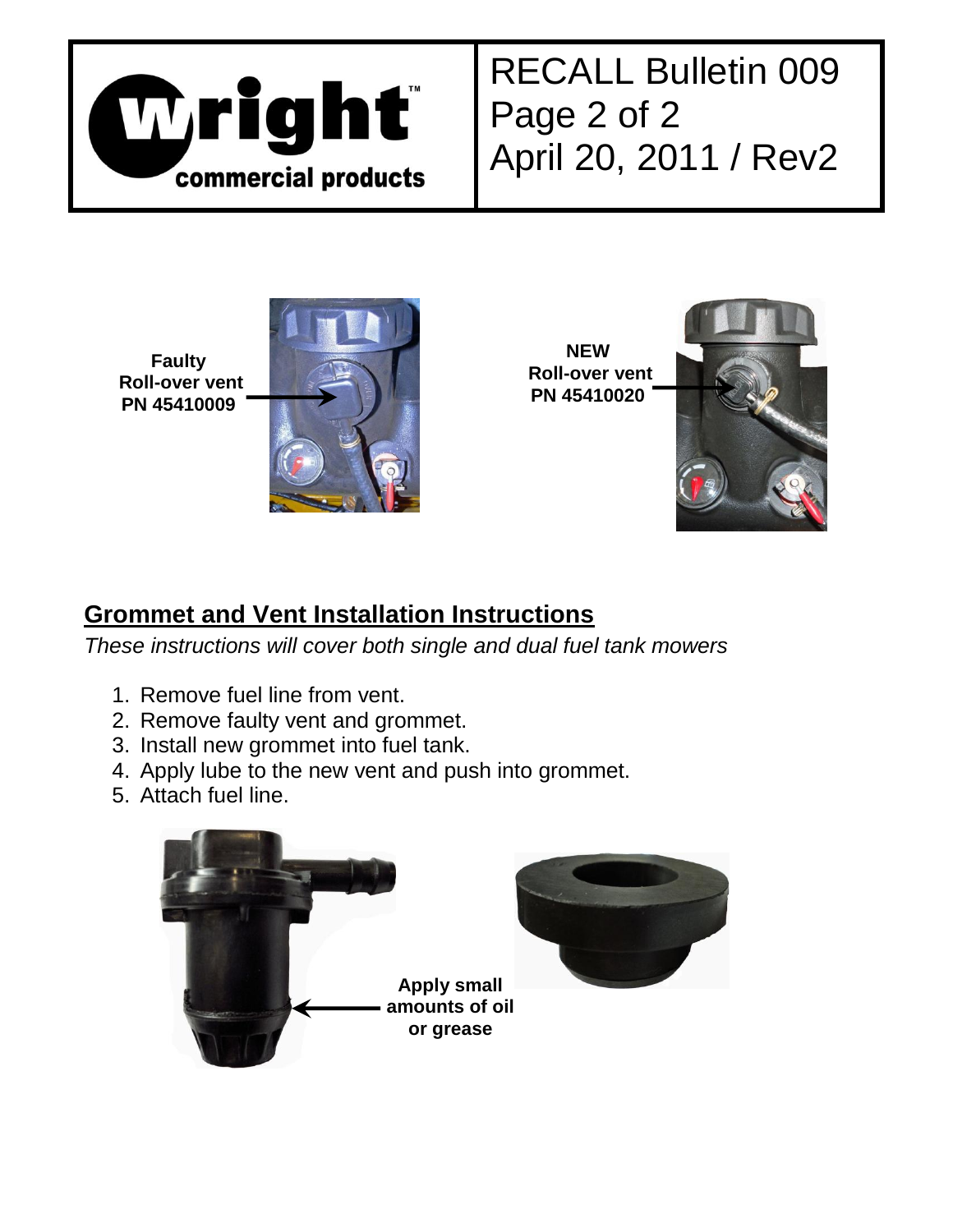Faulty Roll-over vent PN 45410009

NEW Roll-over vent PN 45410020

## Grommet and Vent Installation Instructions

*These instructions will cover both single and dual fuel tank mowers*

1. Remove fuel line from vent.
2. Remove faulty vent and grommet.
3. Install new grommet into fuel tank.
4. Apply lube to the new vent and push into grommet.
5. Attach fuel line.

Apply small amounts of oil or grease